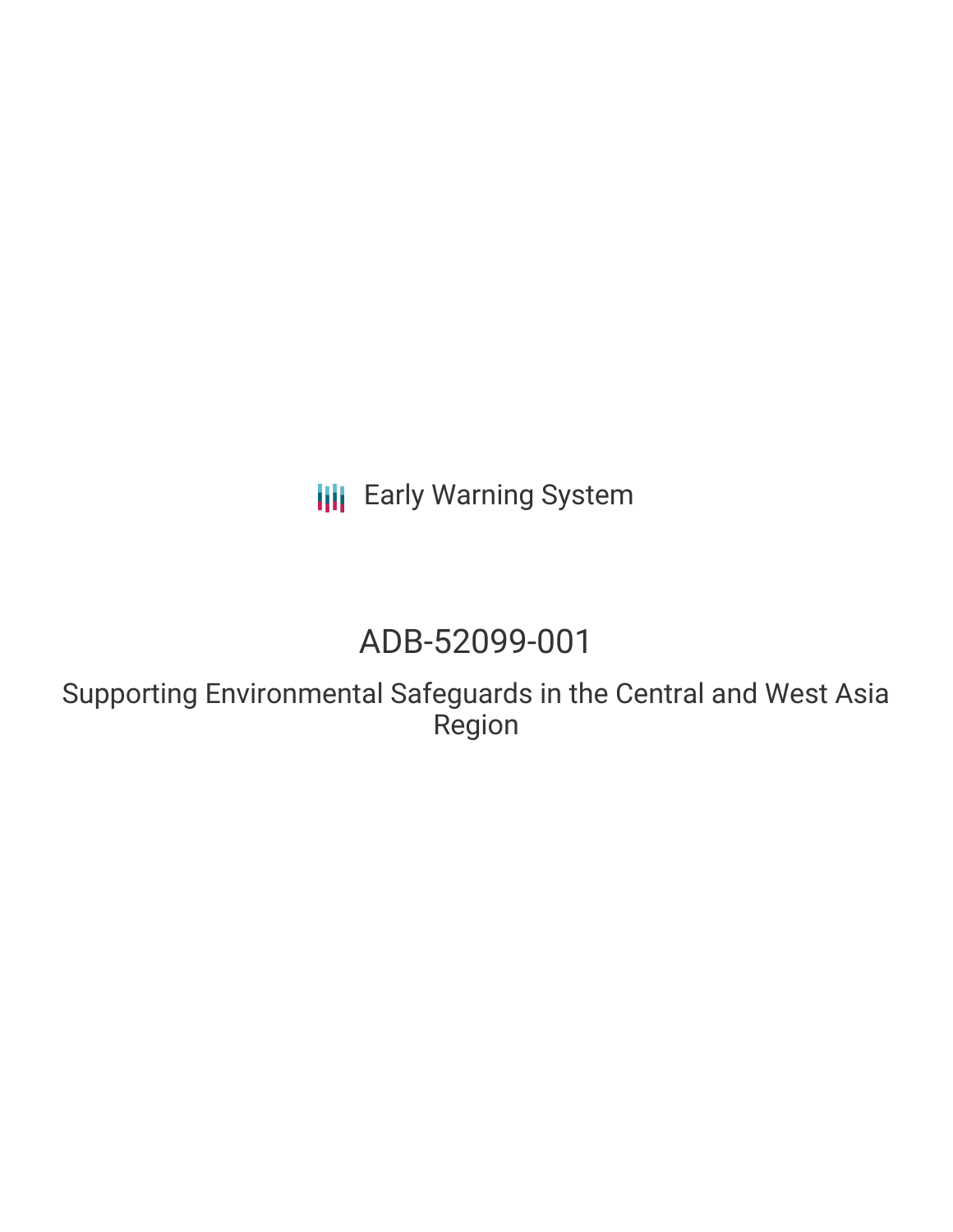Early Warning System

# ADB-52099-001

## Supporting Environmental Safeguards in the Central and West Asia Region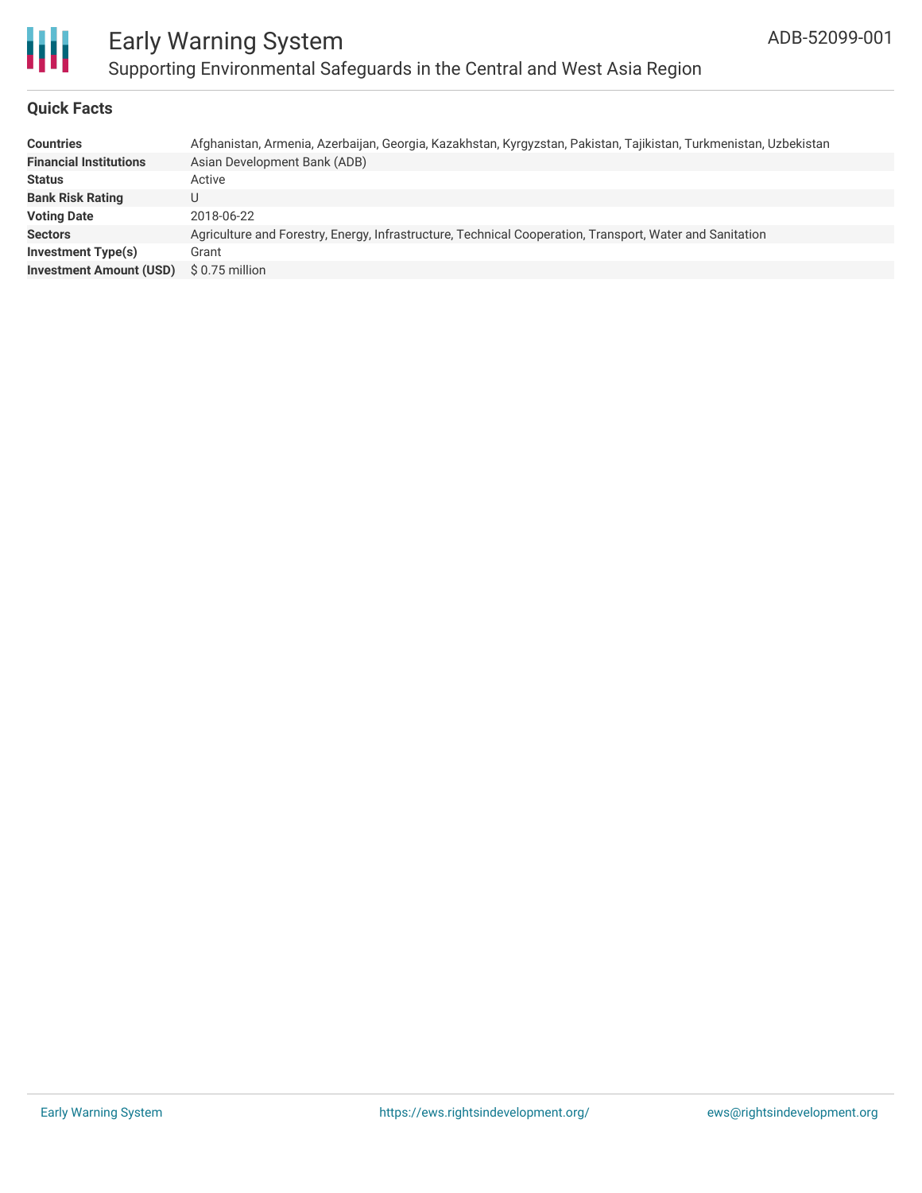## Quick Facts

| | |
|---|---|
| **Countries** | Afghanistan, Armenia, Azerbaijan, Georgia, Kazakhstan, Kyrgyzstan, Pakistan, Tajikistan, Turkmenistan, Uzbekistan |
| **Financial Institutions** | Asian Development Bank (ADB) |
| **Status** | Active |
| **Bank Risk Rating** | U |
| **Voting Date** | 2018-06-22 |
| **Sectors** | Agriculture and Forestry, Energy, Infrastructure, Technical Cooperation, Transport, Water and Sanitation |
| **Investment Type(s)** | Grant |
| **Investment Amount (USD)** | $ 0.75 million |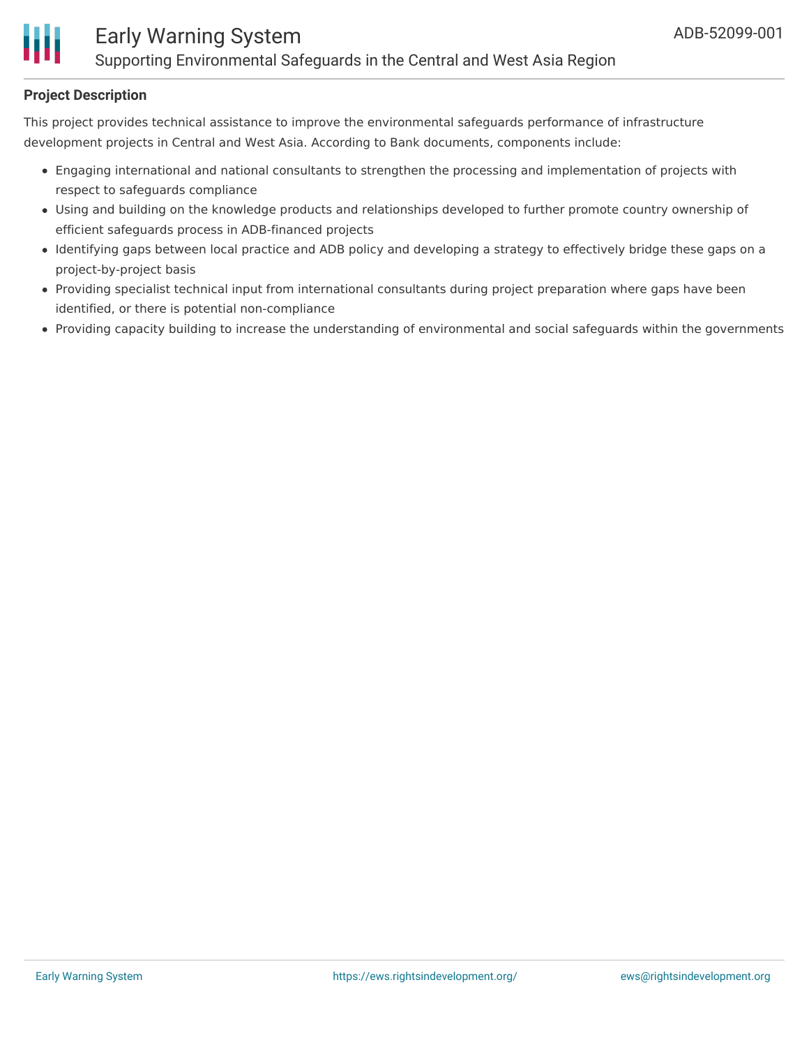## Project Description

This project provides technical assistance to improve the environmental safeguards performance of infrastructure development projects in Central and West Asia. According to Bank documents, components include:

- Engaging international and national consultants to strengthen the processing and implementation of projects with respect to safeguards compliance
- Using and building on the knowledge products and relationships developed to further promote country ownership of efficient safeguards process in ADB-financed projects
- Identifying gaps between local practice and ADB policy and developing a strategy to effectively bridge these gaps on a project-by-project basis
- Providing specialist technical input from international consultants during project preparation where gaps have been identified, or there is potential non-compliance
- Providing capacity building to increase the understanding of environmental and social safeguards within the governments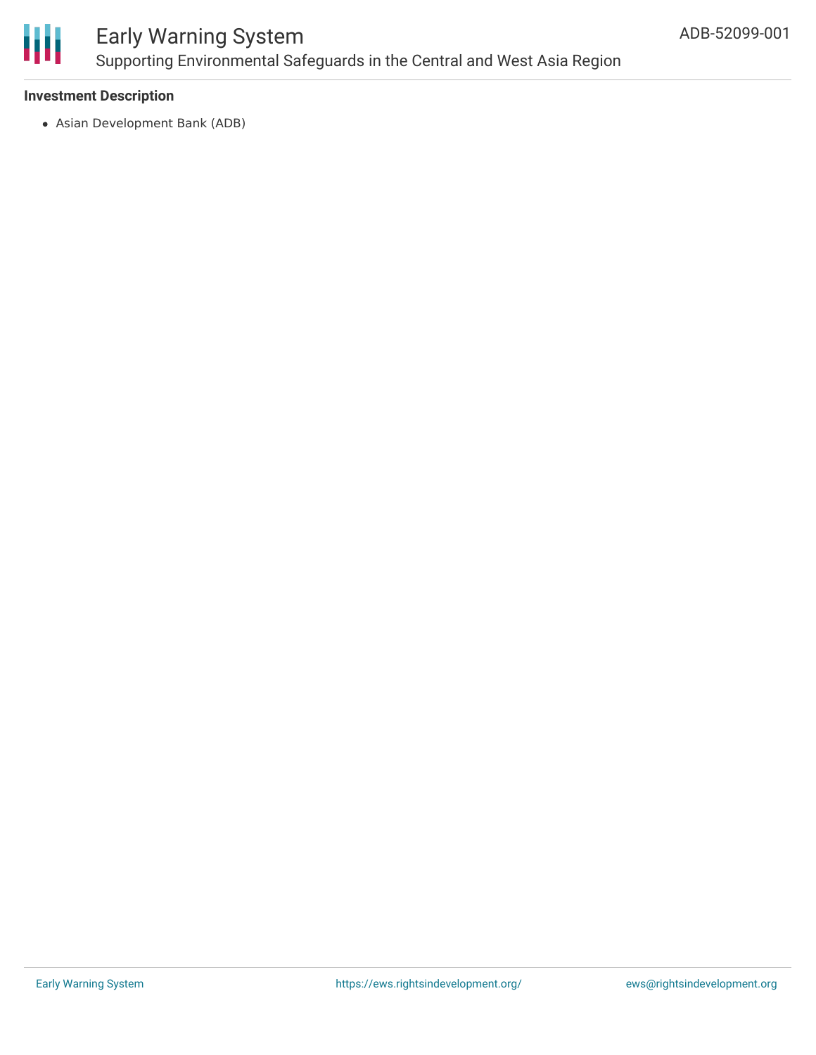### Investment Description

- Asian Development Bank (ADB)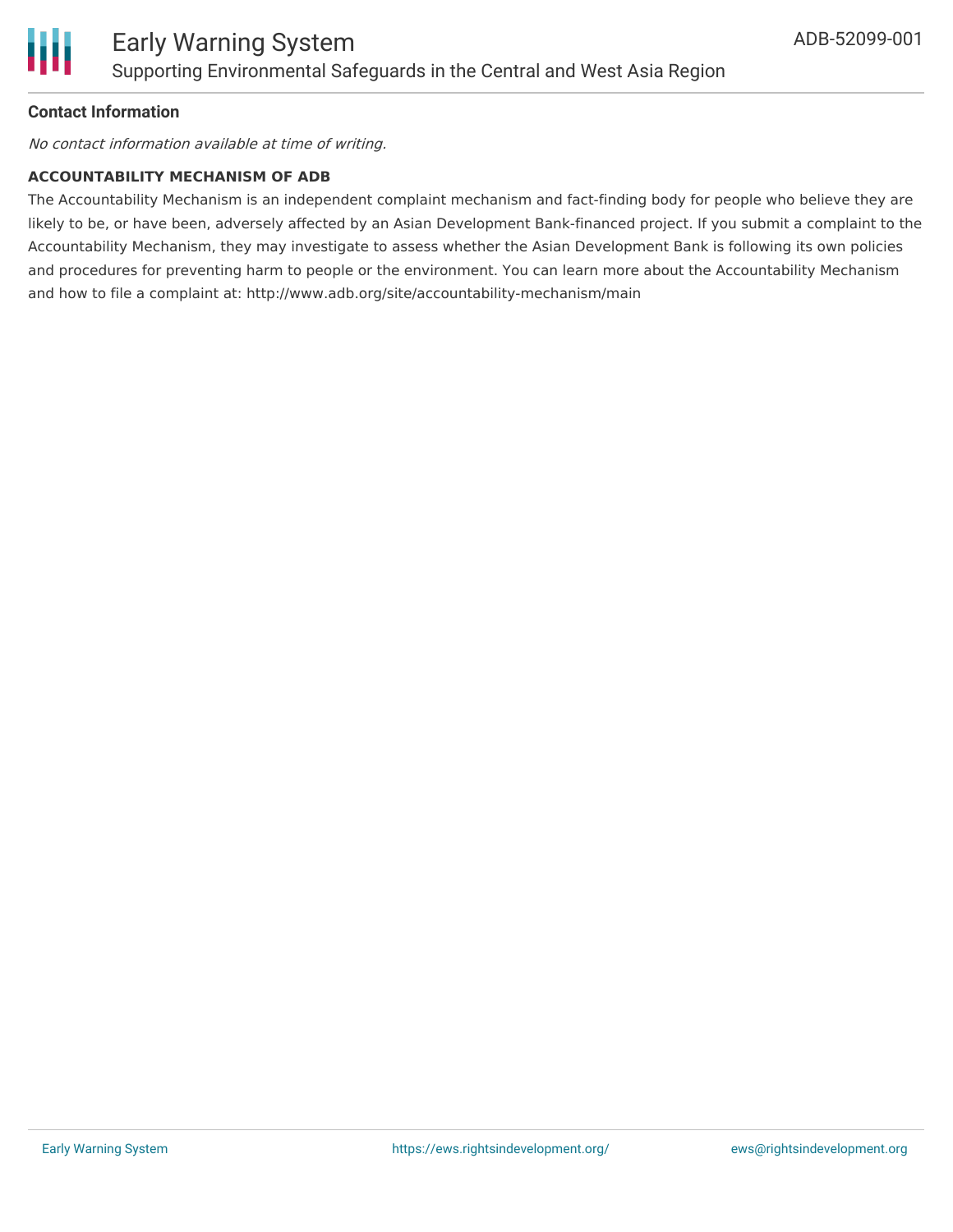## Contact Information

*No contact information available at time of writing.*

**ACCOUNTABILITY MECHANISM OF ADB**

The Accountability Mechanism is an independent complaint mechanism and fact-finding body for people who believe they are likely to be, or have been, adversely affected by an Asian Development Bank-financed project. If you submit a complaint to the Accountability Mechanism, they may investigate to assess whether the Asian Development Bank is following its own policies and procedures for preventing harm to people or the environment. You can learn more about the Accountability Mechanism and how to file a complaint at: http://www.adb.org/site/accountability-mechanism/main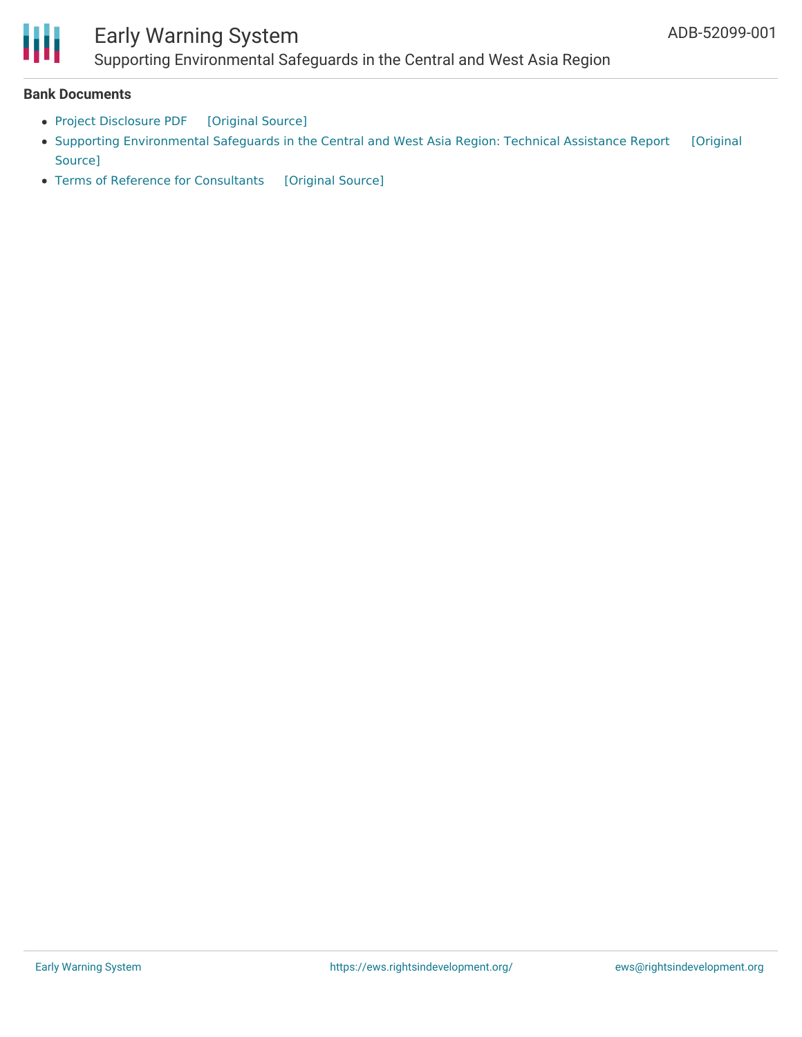**Bank Documents**

- Project Disclosure PDF [Original Source]
- Supporting Environmental Safeguards in the Central and West Asia Region: Technical Assistance Report [Original Source]
- Terms of Reference for Consultants [Original Source]